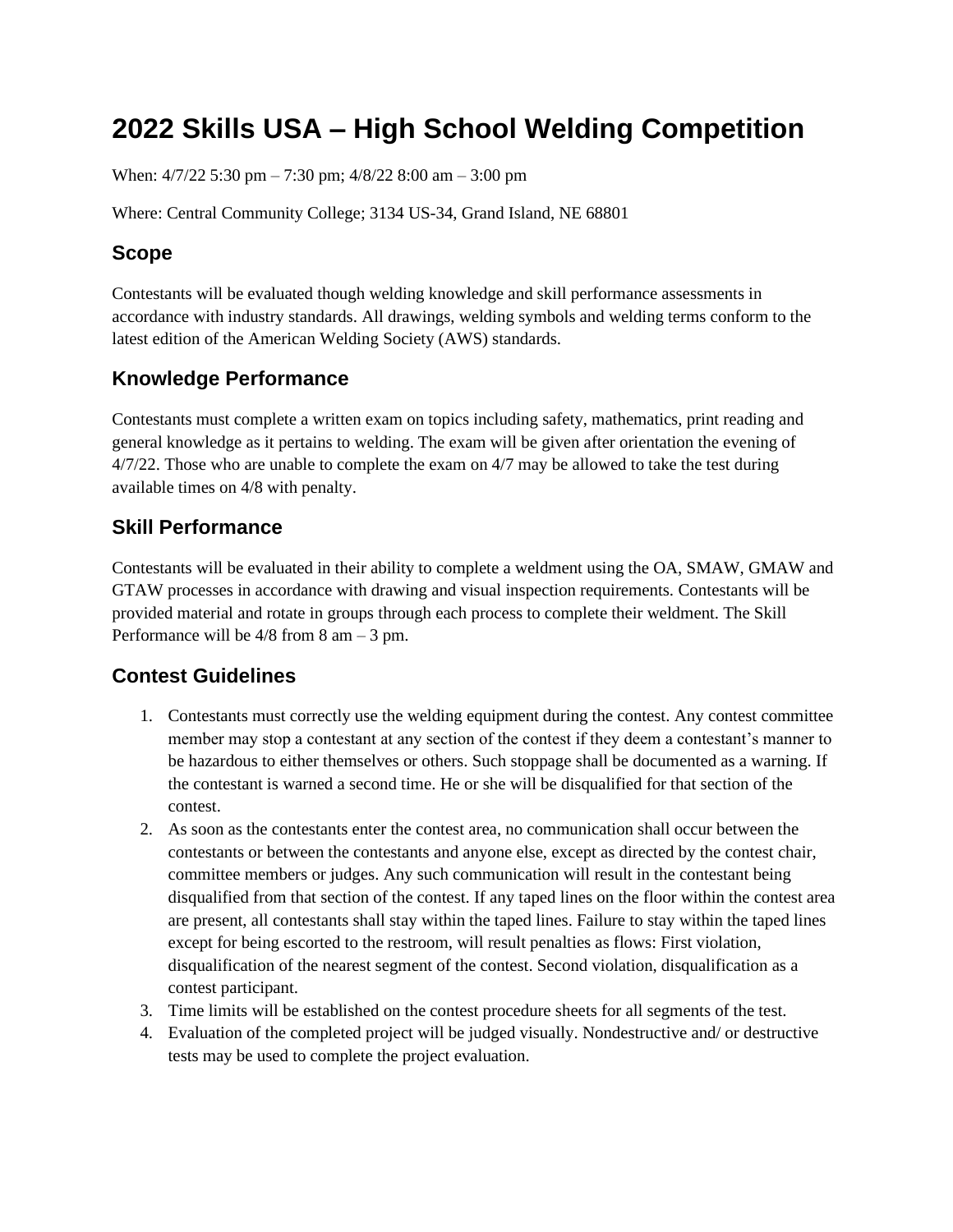# 2022 Skills USA – High School Welding Competition

When: 4/7/22 5:30 pm – 7:30 pm; 4/8/22 8:00 am – 3:00 pm

Where: Central Community College; 3134 US-34, Grand Island, NE 68801

## Scope

Contestants will be evaluated though welding knowledge and skill performance assessments in accordance with industry standards. All drawings, welding symbols and welding terms conform to the latest edition of the American Welding Society (AWS) standards.

## Knowledge Performance

Contestants must complete a written exam on topics including safety, mathematics, print reading and general knowledge as it pertains to welding. The exam will be given after orientation the evening of 4/7/22. Those who are unable to complete the exam on 4/7 may be allowed to take the test during available times on 4/8 with penalty.

## Skill Performance

Contestants will be evaluated in their ability to complete a weldment using the OA, SMAW, GMAW and GTAW processes in accordance with drawing and visual inspection requirements. Contestants will be provided material and rotate in groups through each process to complete their weldment. The Skill Performance will be 4/8 from 8 am – 3 pm.

## Contest Guidelines

1. Contestants must correctly use the welding equipment during the contest. Any contest committee member may stop a contestant at any section of the contest if they deem a contestant's manner to be hazardous to either themselves or others. Such stoppage shall be documented as a warning. If the contestant is warned a second time. He or she will be disqualified for that section of the contest.
2. As soon as the contestants enter the contest area, no communication shall occur between the contestants or between the contestants and anyone else, except as directed by the contest chair, committee members or judges. Any such communication will result in the contestant being disqualified from that section of the contest. If any taped lines on the floor within the contest area are present, all contestants shall stay within the taped lines. Failure to stay within the taped lines except for being escorted to the restroom, will result penalties as flows: First violation, disqualification of the nearest segment of the contest. Second violation, disqualification as a contest participant.
3. Time limits will be established on the contest procedure sheets for all segments of the test.
4. Evaluation of the completed project will be judged visually. Nondestructive and/ or destructive tests may be used to complete the project evaluation.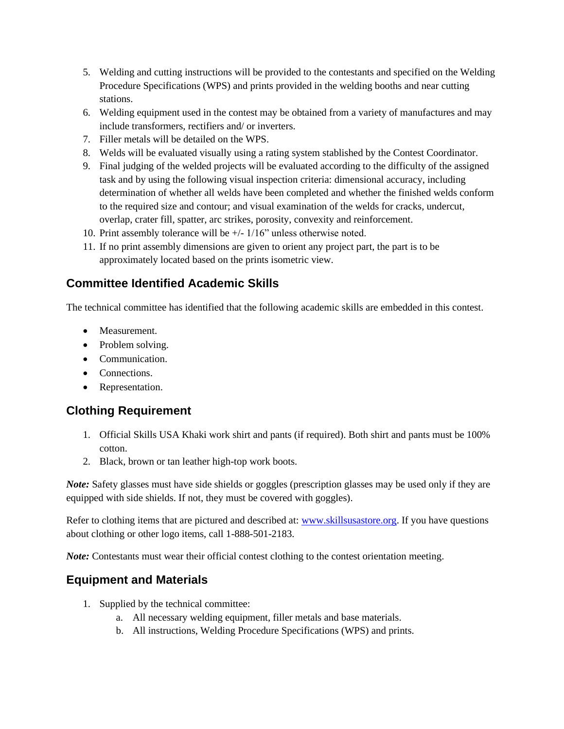5. Welding and cutting instructions will be provided to the contestants and specified on the Welding Procedure Specifications (WPS) and prints provided in the welding booths and near cutting stations.
6. Welding equipment used in the contest may be obtained from a variety of manufactures and may include transformers, rectifiers and/ or inverters.
7. Filler metals will be detailed on the WPS.
8. Welds will be evaluated visually using a rating system stablished by the Contest Coordinator.
9. Final judging of the welded projects will be evaluated according to the difficulty of the assigned task and by using the following visual inspection criteria: dimensional accuracy, including determination of whether all welds have been completed and whether the finished welds conform to the required size and contour; and visual examination of the welds for cracks, undercut, overlap, crater fill, spatter, arc strikes, porosity, convexity and reinforcement.
10. Print assembly tolerance will be +/- 1/16" unless otherwise noted.
11. If no print assembly dimensions are given to orient any project part, the part is to be approximately located based on the prints isometric view.

## Committee Identified Academic Skills

The technical committee has identified that the following academic skills are embedded in this contest.

- Measurement.
- Problem solving.
- Communication.
- Connections.
- Representation.

## Clothing Requirement

1. Official Skills USA Khaki work shirt and pants (if required). Both shirt and pants must be 100% cotton.
2. Black, brown or tan leather high-top work boots.

***Note:*** Safety glasses must have side shields or goggles (prescription glasses may be used only if they are equipped with side shields. If not, they must be covered with goggles).

Refer to clothing items that are pictured and described at: [www.skillsusastore.org](http://www.skillsusastore.org). If you have questions about clothing or other logo items, call 1-888-501-2183.

***Note:*** Contestants must wear their official contest clothing to the contest orientation meeting.

## Equipment and Materials

1. Supplied by the technical committee:
   a. All necessary welding equipment, filler metals and base materials.
   b. All instructions, Welding Procedure Specifications (WPS) and prints.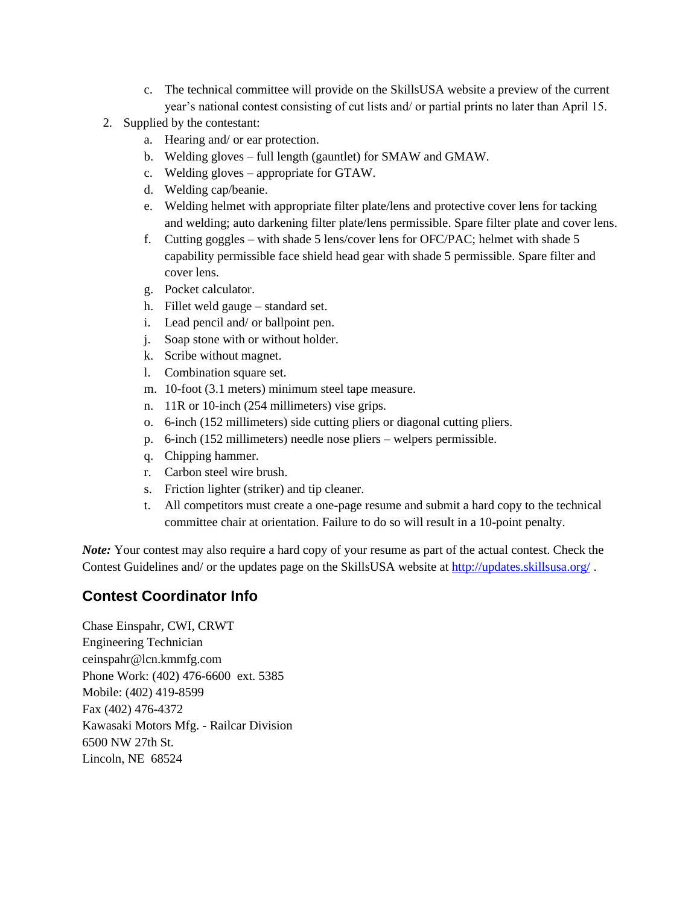c. The technical committee will provide on the SkillsUSA website a preview of the current year's national contest consisting of cut lists and/ or partial prints no later than April 15.

2. Supplied by the contestant:
   a. Hearing and/ or ear protection.
   b. Welding gloves – full length (gauntlet) for SMAW and GMAW.
   c. Welding gloves – appropriate for GTAW.
   d. Welding cap/beanie.
   e. Welding helmet with appropriate filter plate/lens and protective cover lens for tacking and welding; auto darkening filter plate/lens permissible. Spare filter plate and cover lens.
   f. Cutting goggles – with shade 5 lens/cover lens for OFC/PAC; helmet with shade 5 capability permissible face shield head gear with shade 5 permissible. Spare filter and cover lens.
   g. Pocket calculator.
   h. Fillet weld gauge – standard set.
   i. Lead pencil and/ or ballpoint pen.
   j. Soap stone with or without holder.
   k. Scribe without magnet.
   l. Combination square set.
   m. 10-foot (3.1 meters) minimum steel tape measure.
   n. 11R or 10-inch (254 millimeters) vise grips.
   o. 6-inch (152 millimeters) side cutting pliers or diagonal cutting pliers.
   p. 6-inch (152 millimeters) needle nose pliers – welpers permissible.
   q. Chipping hammer.
   r. Carbon steel wire brush.
   s. Friction lighter (striker) and tip cleaner.
   t. All competitors must create a one-page resume and submit a hard copy to the technical committee chair at orientation. Failure to do so will result in a 10-point penalty.

***Note:*** Your contest may also require a hard copy of your resume as part of the actual contest. Check the Contest Guidelines and/ or the updates page on the SkillsUSA website at http://updates.skillsusa.org/ .

## Contest Coordinator Info

Chase Einspahr, CWI, CRWT
Engineering Technician
ceinspahr@lcn.kmmfg.com
Phone Work: (402) 476-6600 ext. 5385
Mobile: (402) 419-8599
Fax (402) 476-4372
Kawasaki Motors Mfg. - Railcar Division
6500 NW 27th St.
Lincoln, NE 68524